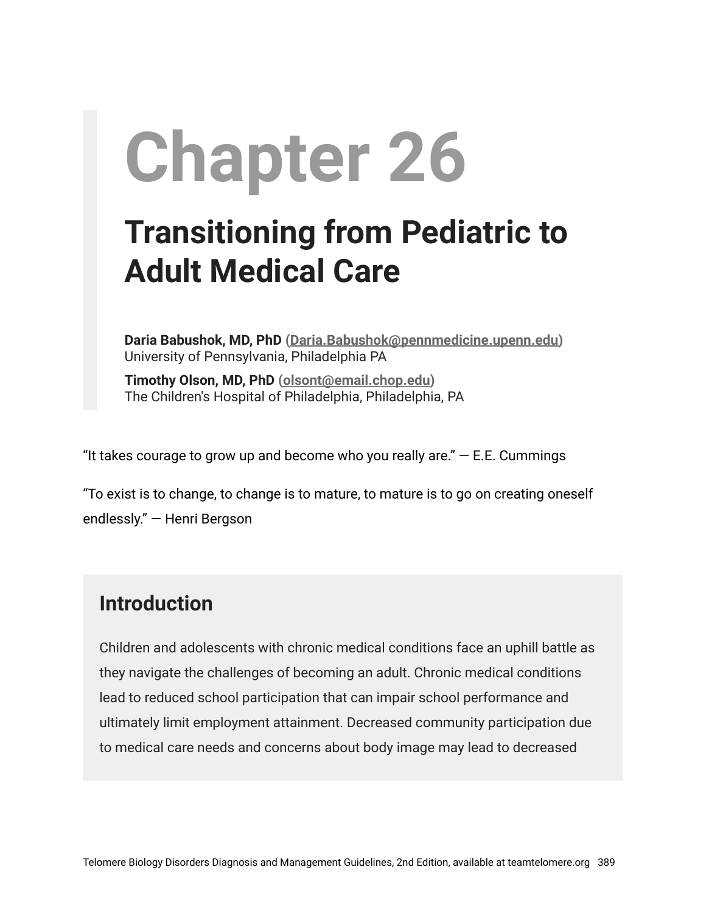# Chapter 26

## Transitioning from Pediatric to Adult Medical Care

**Daria Babushok, MD, PhD** ([Daria.Babushok@pennmedicine.upenn.edu](mailto:Daria.Babushok@pennmedicine.upenn.edu))
University of Pennsylvania, Philadelphia PA

**Timothy Olson, MD, PhD** ([olsont@email.chop.edu](mailto:olsont@email.chop.edu))
The Children's Hospital of Philadelphia, Philadelphia, PA

"It takes courage to grow up and become who you really are." — E.E. Cummings

"To exist is to change, to change is to mature, to mature is to go on creating oneself endlessly." — Henri Bergson

### Introduction

Children and adolescents with chronic medical conditions face an uphill battle as they navigate the challenges of becoming an adult. Chronic medical conditions lead to reduced school participation that can impair school performance and ultimately limit employment attainment. Decreased community participation due to medical care needs and concerns about body image may lead to decreased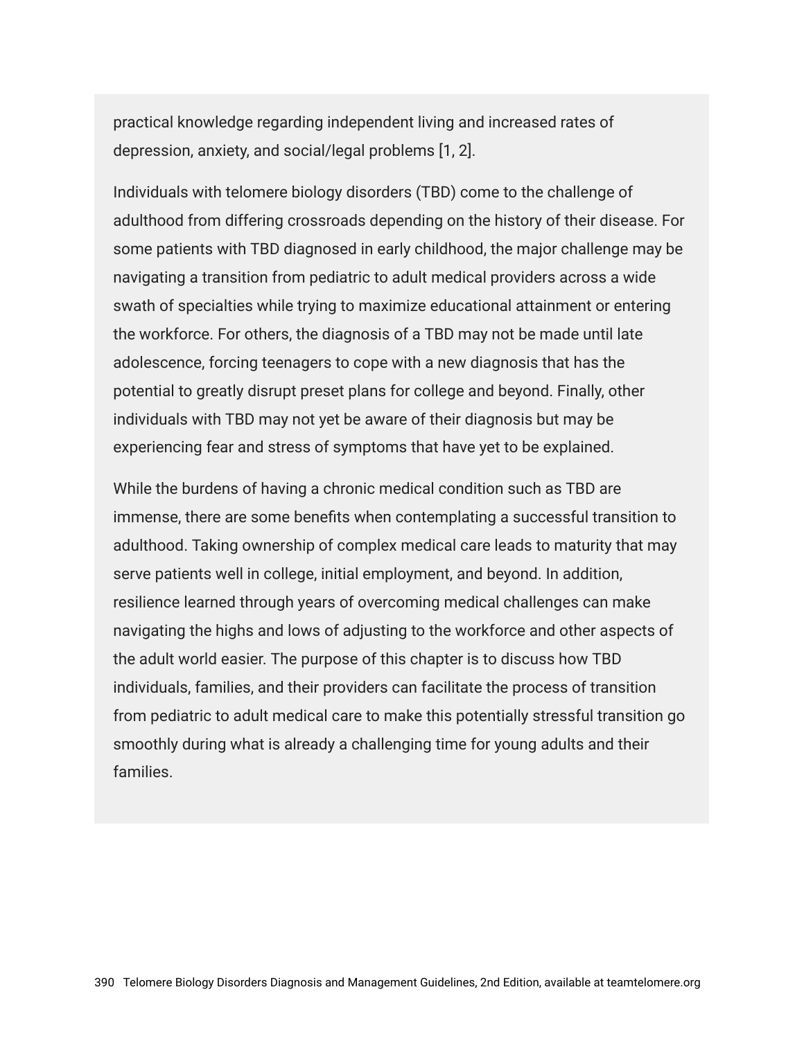practical knowledge regarding independent living and increased rates of depression, anxiety, and social/legal problems [1, 2].

Individuals with telomere biology disorders (TBD) come to the challenge of adulthood from differing crossroads depending on the history of their disease. For some patients with TBD diagnosed in early childhood, the major challenge may be navigating a transition from pediatric to adult medical providers across a wide swath of specialties while trying to maximize educational attainment or entering the workforce. For others, the diagnosis of a TBD may not be made until late adolescence, forcing teenagers to cope with a new diagnosis that has the potential to greatly disrupt preset plans for college and beyond. Finally, other individuals with TBD may not yet be aware of their diagnosis but may be experiencing fear and stress of symptoms that have yet to be explained.

While the burdens of having a chronic medical condition such as TBD are immense, there are some benefits when contemplating a successful transition to adulthood. Taking ownership of complex medical care leads to maturity that may serve patients well in college, initial employment, and beyond. In addition, resilience learned through years of overcoming medical challenges can make navigating the highs and lows of adjusting to the workforce and other aspects of the adult world easier. The purpose of this chapter is to discuss how TBD individuals, families, and their providers can facilitate the process of transition from pediatric to adult medical care to make this potentially stressful transition go smoothly during what is already a challenging time for young adults and their families.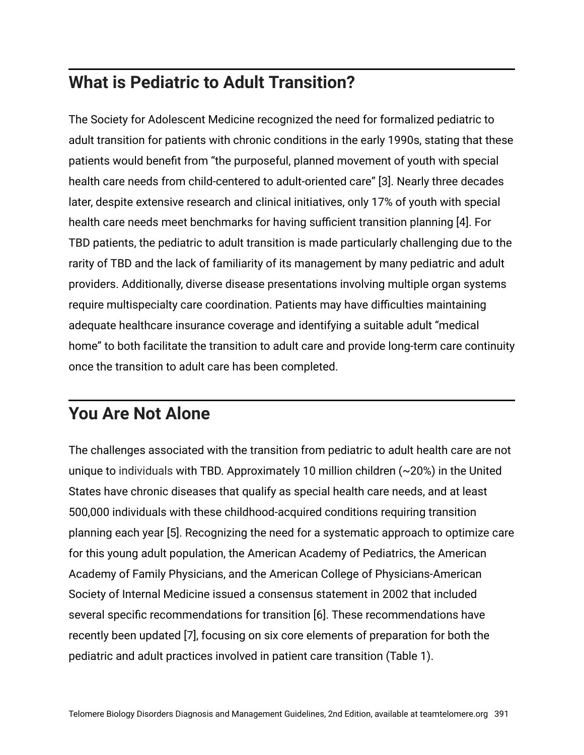## What is Pediatric to Adult Transition?

The Society for Adolescent Medicine recognized the need for formalized pediatric to adult transition for patients with chronic conditions in the early 1990s, stating that these patients would benefit from "the purposeful, planned movement of youth with special health care needs from child-centered to adult-oriented care" [3]. Nearly three decades later, despite extensive research and clinical initiatives, only 17% of youth with special health care needs meet benchmarks for having sufficient transition planning [4]. For TBD patients, the pediatric to adult transition is made particularly challenging due to the rarity of TBD and the lack of familiarity of its management by many pediatric and adult providers. Additionally, diverse disease presentations involving multiple organ systems require multispecialty care coordination. Patients may have difficulties maintaining adequate healthcare insurance coverage and identifying a suitable adult "medical home" to both facilitate the transition to adult care and provide long-term care continuity once the transition to adult care has been completed.

## You Are Not Alone

The challenges associated with the transition from pediatric to adult health care are not unique to individuals with TBD. Approximately 10 million children (~20%) in the United States have chronic diseases that qualify as special health care needs, and at least 500,000 individuals with these childhood-acquired conditions requiring transition planning each year [5]. Recognizing the need for a systematic approach to optimize care for this young adult population, the American Academy of Pediatrics, the American Academy of Family Physicians, and the American College of Physicians-American Society of Internal Medicine issued a consensus statement in 2002 that included several specific recommendations for transition [6]. These recommendations have recently been updated [7], focusing on six core elements of preparation for both the pediatric and adult practices involved in patient care transition (Table 1).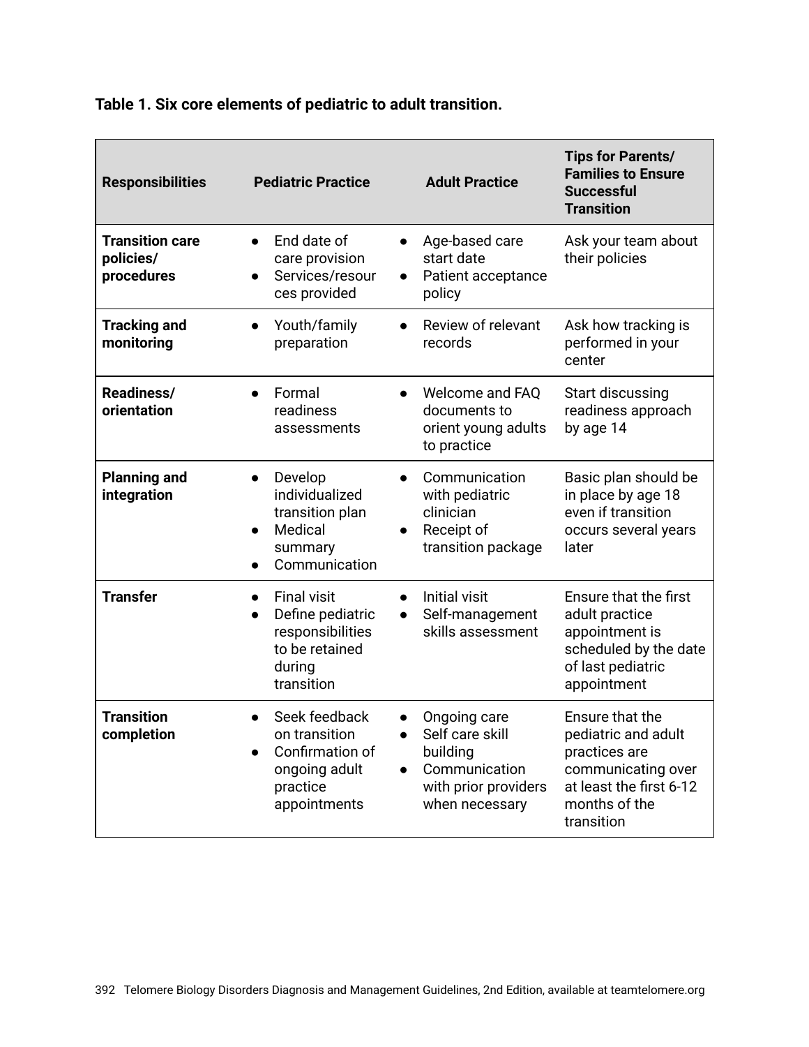**Table 1. Six core elements of pediatric to adult transition.**

| Responsibilities | Pediatric Practice | Adult Practice | Tips for Parents/ Families to Ensure Successful Transition |
|---|---|---|---|
| **Transition care policies/ procedures** | • End date of care provision<br>• Services/resources provided | • Age-based care start date<br>• Patient acceptance policy | Ask your team about their policies |
| **Tracking and monitoring** | • Youth/family preparation | • Review of relevant records | Ask how tracking is performed in your center |
| **Readiness/ orientation** | • Formal readiness assessments | • Welcome and FAQ documents to orient young adults to practice | Start discussing readiness approach by age 14 |
| **Planning and integration** | • Develop individualized transition plan<br>• Medical summary<br>• Communication | • Communication with pediatric clinician<br>• Receipt of transition package | Basic plan should be in place by age 18 even if transition occurs several years later |
| **Transfer** | • Final visit<br>• Define pediatric responsibilities to be retained during transition | • Initial visit<br>• Self-management skills assessment | Ensure that the first adult practice appointment is scheduled by the date of last pediatric appointment |
| **Transition completion** | • Seek feedback on transition<br>• Confirmation of ongoing adult practice appointments | • Ongoing care<br>• Self care skill building<br>• Communication with prior providers when necessary | Ensure that the pediatric and adult practices are communicating over at least the first 6-12 months of the transition |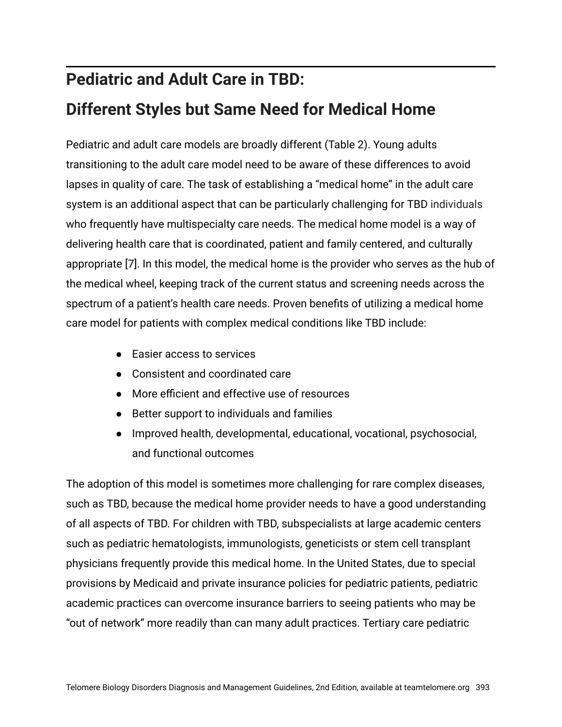## Pediatric and Adult Care in TBD:

## Different Styles but Same Need for Medical Home

Pediatric and adult care models are broadly different (Table 2). Young adults transitioning to the adult care model need to be aware of these differences to avoid lapses in quality of care. The task of establishing a "medical home" in the adult care system is an additional aspect that can be particularly challenging for TBD individuals who frequently have multispecialty care needs. The medical home model is a way of delivering health care that is coordinated, patient and family centered, and culturally appropriate [7]. In this model, the medical home is the provider who serves as the hub of the medical wheel, keeping track of the current status and screening needs across the spectrum of a patient's health care needs. Proven benefits of utilizing a medical home care model for patients with complex medical conditions like TBD include:

- Easier access to services
- Consistent and coordinated care
- More efficient and effective use of resources
- Better support to individuals and families
- Improved health, developmental, educational, vocational, psychosocial, and functional outcomes

The adoption of this model is sometimes more challenging for rare complex diseases, such as TBD, because the medical home provider needs to have a good understanding of all aspects of TBD. For children with TBD, subspecialists at large academic centers such as pediatric hematologists, immunologists, geneticists or stem cell transplant physicians frequently provide this medical home. In the United States, due to special provisions by Medicaid and private insurance policies for pediatric patients, pediatric academic practices can overcome insurance barriers to seeing patients who may be "out of network" more readily than can many adult practices. Tertiary care pediatric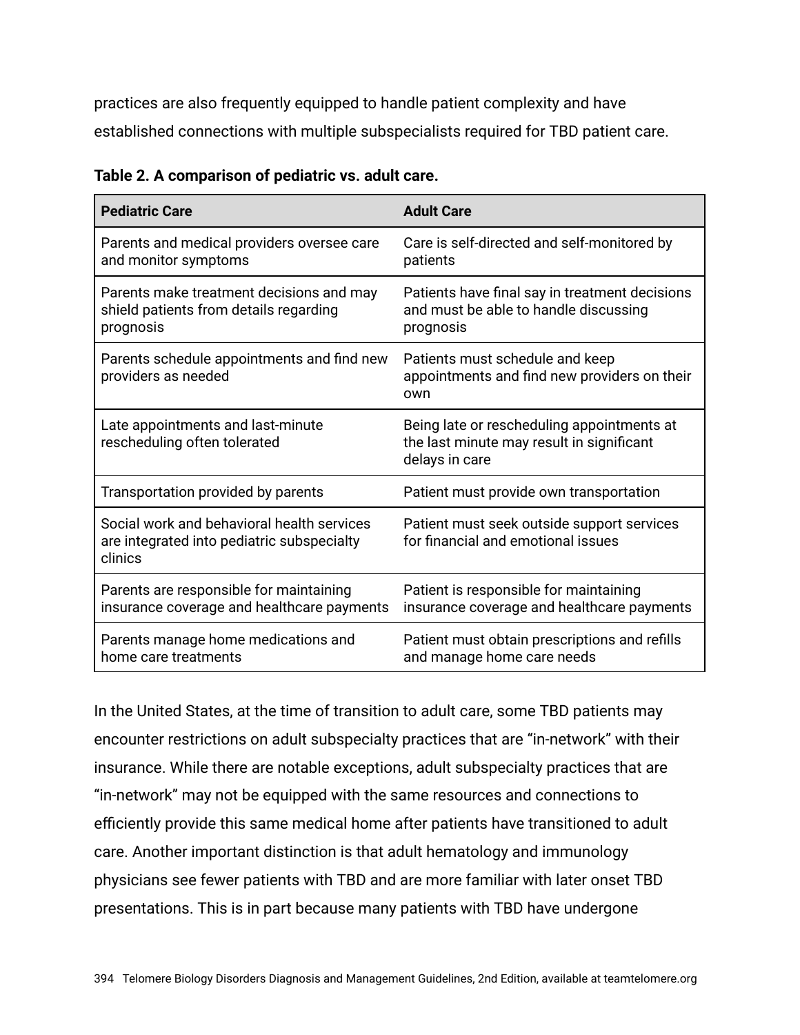practices are also frequently equipped to handle patient complexity and have established connections with multiple subspecialists required for TBD patient care.

**Table 2. A comparison of pediatric vs. adult care.**

| Pediatric Care | Adult Care |
|---|---|
| Parents and medical providers oversee care and monitor symptoms | Care is self-directed and self-monitored by patients |
| Parents make treatment decisions and may shield patients from details regarding prognosis | Patients have final say in treatment decisions and must be able to handle discussing prognosis |
| Parents schedule appointments and find new providers as needed | Patients must schedule and keep appointments and find new providers on their own |
| Late appointments and last-minute rescheduling often tolerated | Being late or rescheduling appointments at the last minute may result in significant delays in care |
| Transportation provided by parents | Patient must provide own transportation |
| Social work and behavioral health services are integrated into pediatric subspecialty clinics | Patient must seek outside support services for financial and emotional issues |
| Parents are responsible for maintaining insurance coverage and healthcare payments | Patient is responsible for maintaining insurance coverage and healthcare payments |
| Parents manage home medications and home care treatments | Patient must obtain prescriptions and refills and manage home care needs |

In the United States, at the time of transition to adult care, some TBD patients may encounter restrictions on adult subspecialty practices that are "in-network" with their insurance. While there are notable exceptions, adult subspecialty practices that are "in-network" may not be equipped with the same resources and connections to efficiently provide this same medical home after patients have transitioned to adult care. Another important distinction is that adult hematology and immunology physicians see fewer patients with TBD and are more familiar with later onset TBD presentations. This is in part because many patients with TBD have undergone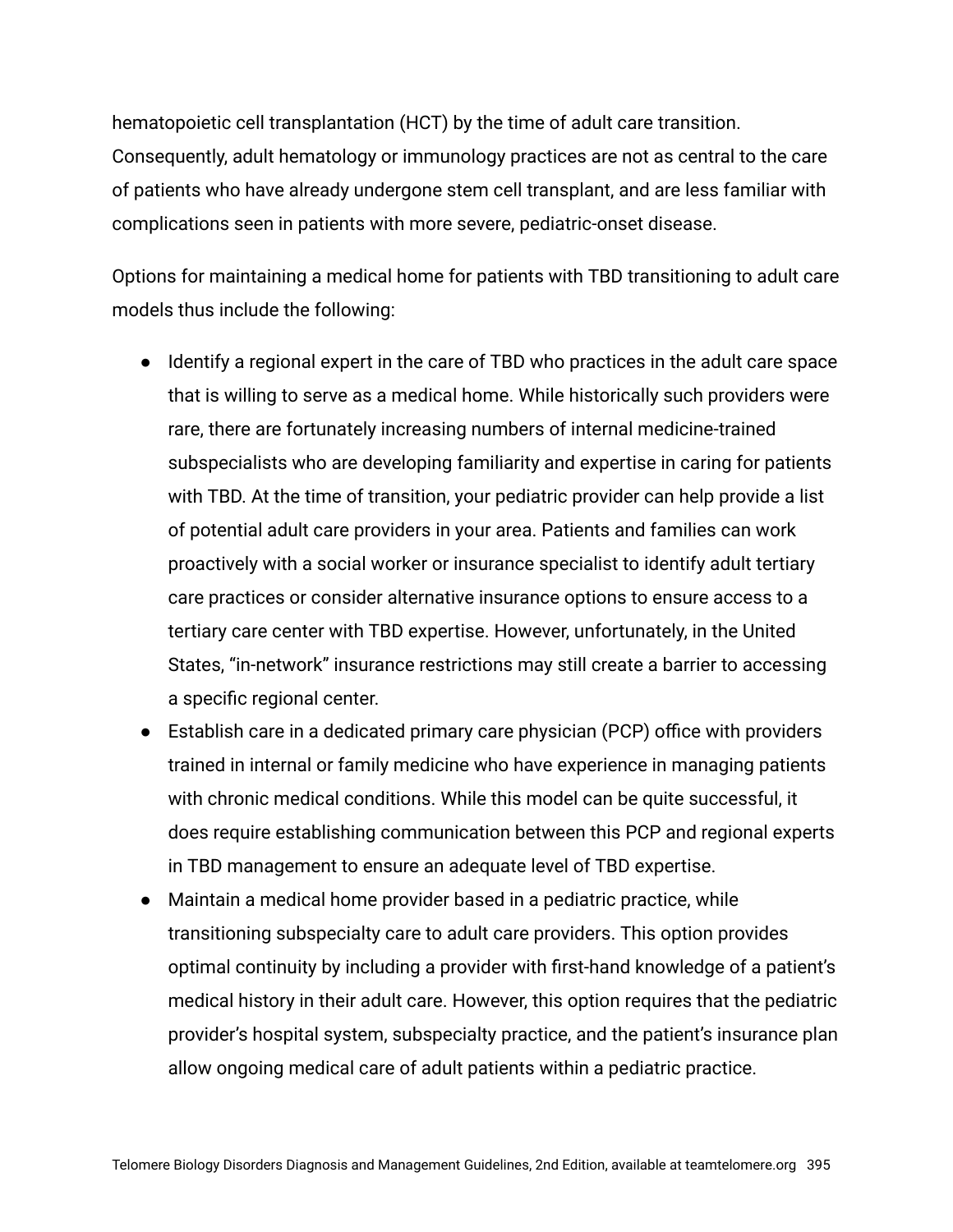hematopoietic cell transplantation (HCT) by the time of adult care transition. Consequently, adult hematology or immunology practices are not as central to the care of patients who have already undergone stem cell transplant, and are less familiar with complications seen in patients with more severe, pediatric-onset disease.

Options for maintaining a medical home for patients with TBD transitioning to adult care models thus include the following:

- Identify a regional expert in the care of TBD who practices in the adult care space that is willing to serve as a medical home. While historically such providers were rare, there are fortunately increasing numbers of internal medicine-trained subspecialists who are developing familiarity and expertise in caring for patients with TBD. At the time of transition, your pediatric provider can help provide a list of potential adult care providers in your area. Patients and families can work proactively with a social worker or insurance specialist to identify adult tertiary care practices or consider alternative insurance options to ensure access to a tertiary care center with TBD expertise. However, unfortunately, in the United States, "in-network" insurance restrictions may still create a barrier to accessing a specific regional center.
- Establish care in a dedicated primary care physician (PCP) office with providers trained in internal or family medicine who have experience in managing patients with chronic medical conditions. While this model can be quite successful, it does require establishing communication between this PCP and regional experts in TBD management to ensure an adequate level of TBD expertise.
- Maintain a medical home provider based in a pediatric practice, while transitioning subspecialty care to adult care providers. This option provides optimal continuity by including a provider with first-hand knowledge of a patient's medical history in their adult care. However, this option requires that the pediatric provider's hospital system, subspecialty practice, and the patient's insurance plan allow ongoing medical care of adult patients within a pediatric practice.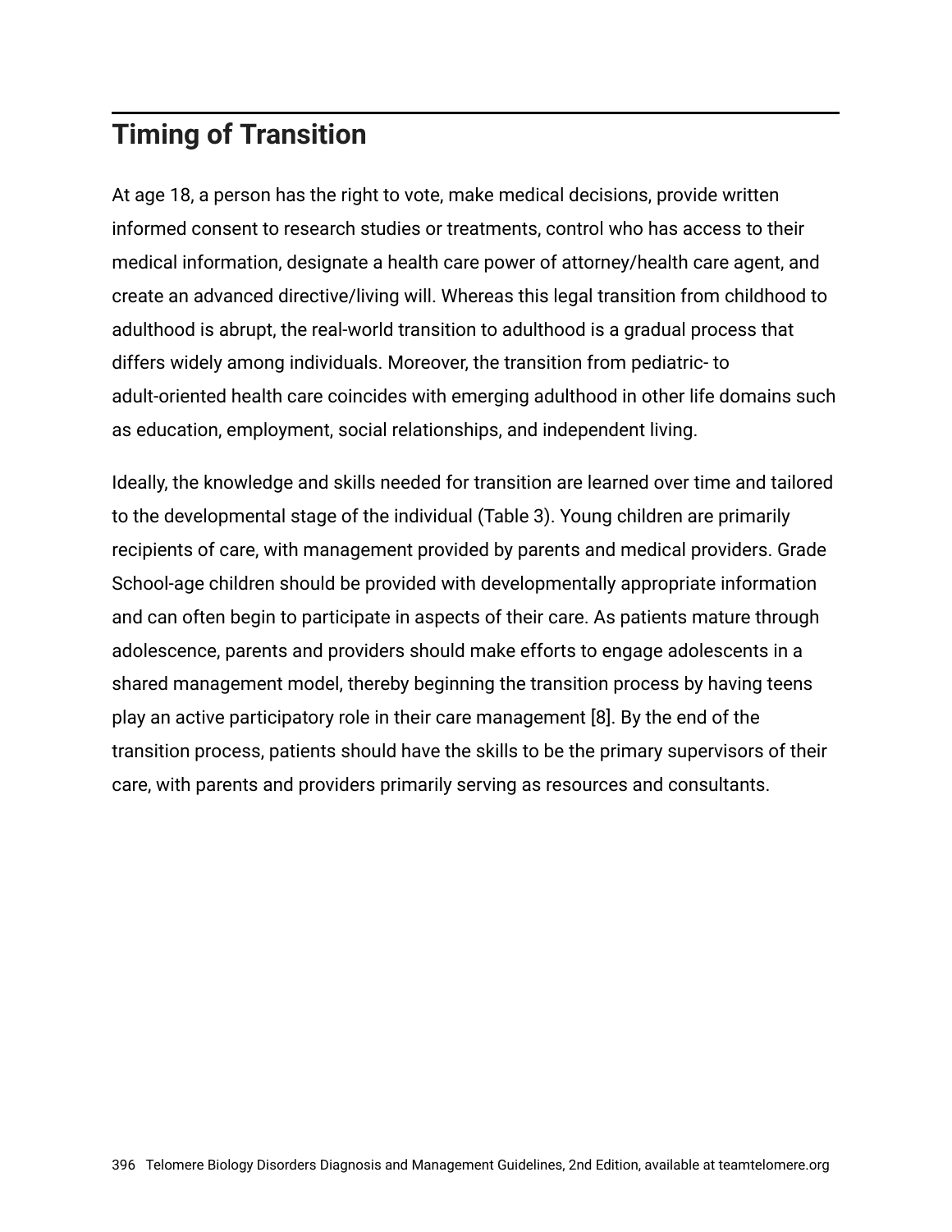## Timing of Transition

At age 18, a person has the right to vote, make medical decisions, provide written informed consent to research studies or treatments, control who has access to their medical information, designate a health care power of attorney/health care agent, and create an advanced directive/living will. Whereas this legal transition from childhood to adulthood is abrupt, the real-world transition to adulthood is a gradual process that differs widely among individuals. Moreover, the transition from pediatric- to adult-oriented health care coincides with emerging adulthood in other life domains such as education, employment, social relationships, and independent living.

Ideally, the knowledge and skills needed for transition are learned over time and tailored to the developmental stage of the individual (Table 3). Young children are primarily recipients of care, with management provided by parents and medical providers. Grade School-age children should be provided with developmentally appropriate information and can often begin to participate in aspects of their care. As patients mature through adolescence, parents and providers should make efforts to engage adolescents in a shared management model, thereby beginning the transition process by having teens play an active participatory role in their care management [8]. By the end of the transition process, patients should have the skills to be the primary supervisors of their care, with parents and providers primarily serving as resources and consultants.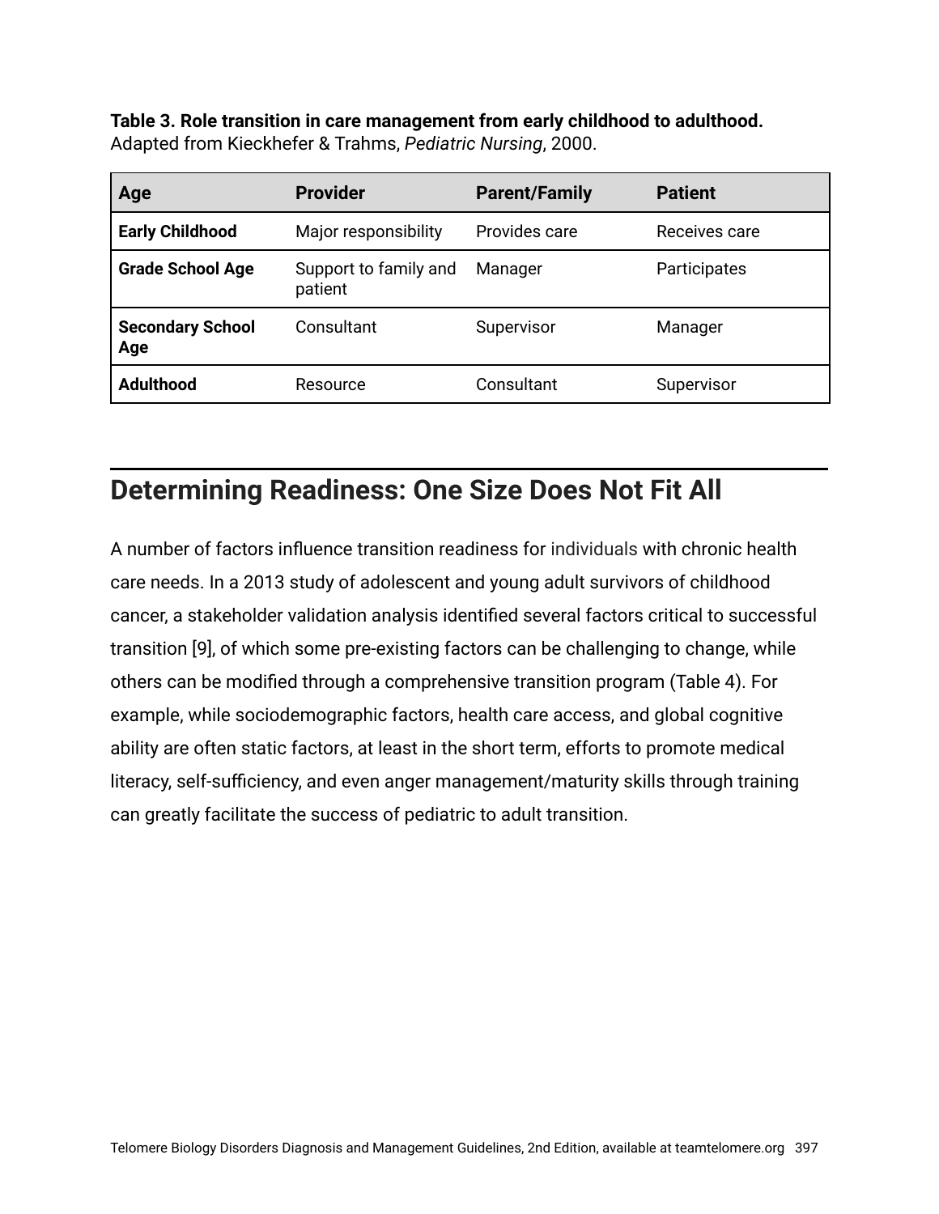**Table 3. Role transition in care management from early childhood to adulthood.**
Adapted from Kieckhefer & Trahms, *Pediatric Nursing*, 2000.

| Age | Provider | Parent/Family | Patient |
| --- | --- | --- | --- |
| **Early Childhood** | Major responsibility | Provides care | Receives care |
| **Grade School Age** | Support to family and patient | Manager | Participates |
| **Secondary School Age** | Consultant | Supervisor | Manager |
| **Adulthood** | Resource | Consultant | Supervisor |

## Determining Readiness: One Size Does Not Fit All

A number of factors influence transition readiness for individuals with chronic health care needs. In a 2013 study of adolescent and young adult survivors of childhood cancer, a stakeholder validation analysis identified several factors critical to successful transition [9], of which some pre-existing factors can be challenging to change, while others can be modified through a comprehensive transition program (Table 4). For example, while sociodemographic factors, health care access, and global cognitive ability are often static factors, at least in the short term, efforts to promote medical literacy, self-sufficiency, and even anger management/maturity skills through training can greatly facilitate the success of pediatric to adult transition.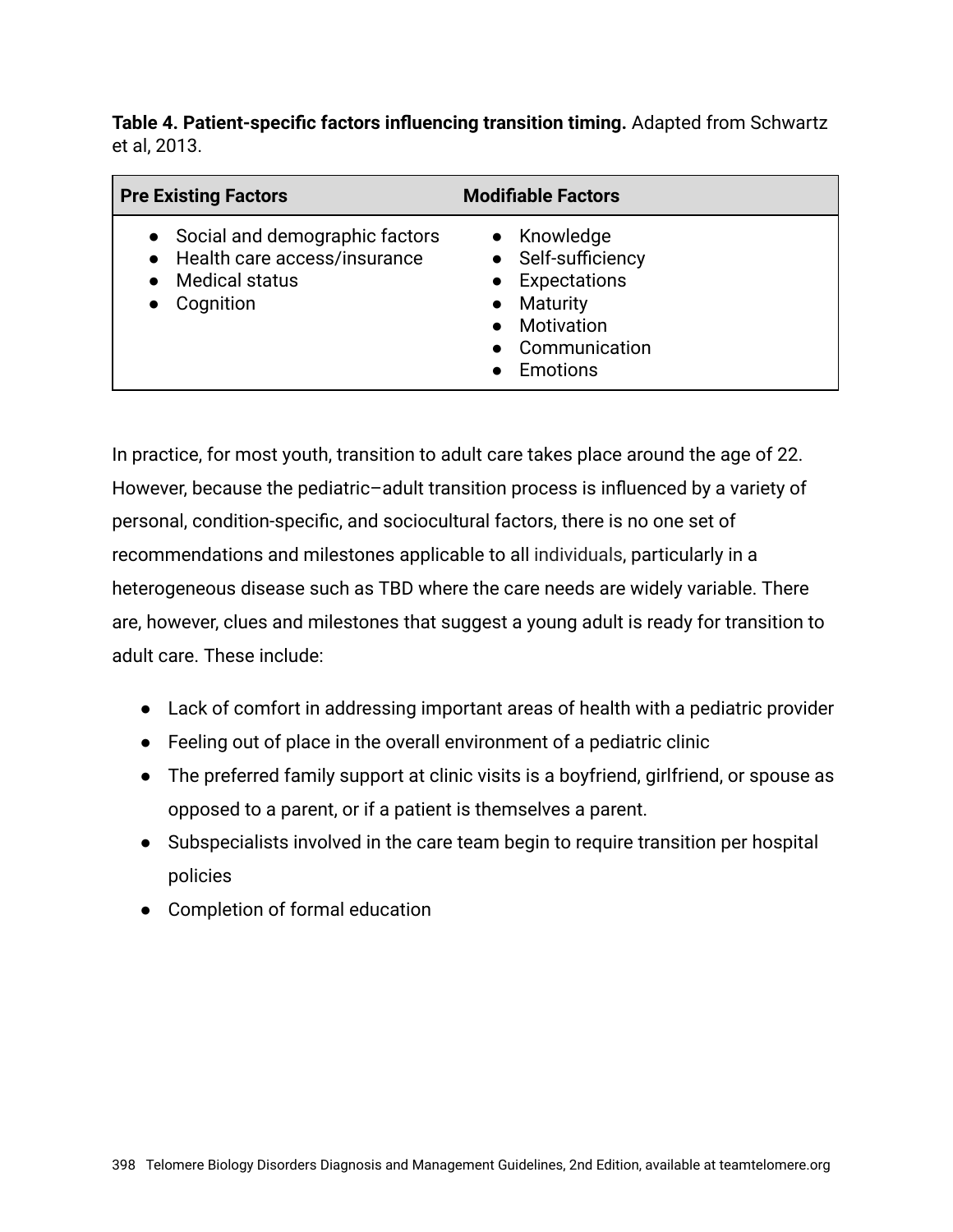**Table 4. Patient-specific factors influencing transition timing.** Adapted from Schwartz et al, 2013.

| Pre Existing Factors | Modifiable Factors |
|---|---|
| • Social and demographic factors<br>• Health care access/insurance<br>• Medical status<br>• Cognition | • Knowledge<br>• Self-sufficiency<br>• Expectations<br>• Maturity<br>• Motivation<br>• Communication<br>• Emotions |

In practice, for most youth, transition to adult care takes place around the age of 22. However, because the pediatric–adult transition process is influenced by a variety of personal, condition-specific, and sociocultural factors, there is no one set of recommendations and milestones applicable to all individuals, particularly in a heterogeneous disease such as TBD where the care needs are widely variable. There are, however, clues and milestones that suggest a young adult is ready for transition to adult care. These include:

- Lack of comfort in addressing important areas of health with a pediatric provider
- Feeling out of place in the overall environment of a pediatric clinic
- The preferred family support at clinic visits is a boyfriend, girlfriend, or spouse as opposed to a parent, or if a patient is themselves a parent.
- Subspecialists involved in the care team begin to require transition per hospital policies
- Completion of formal education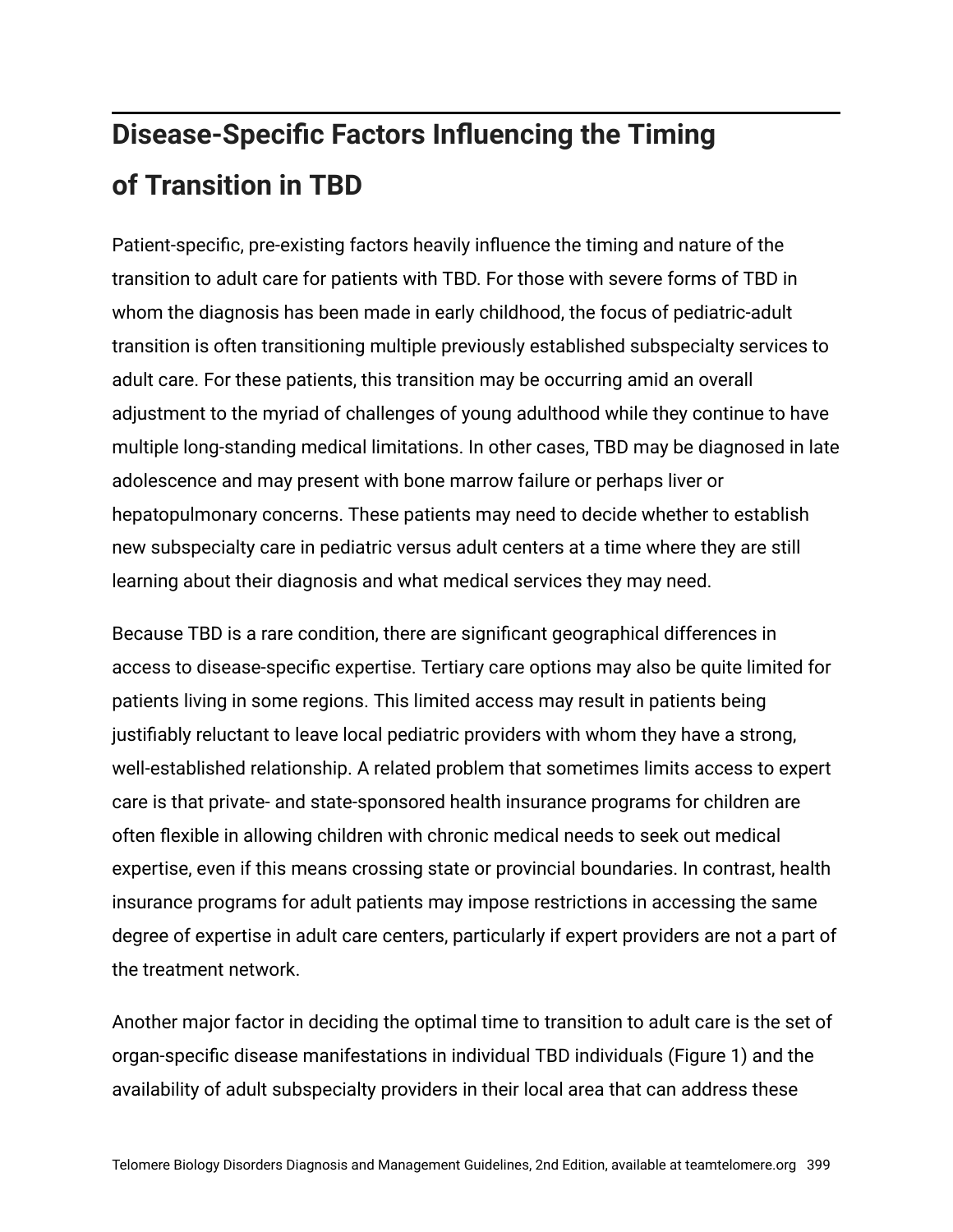## Disease-Specific Factors Influencing the Timing of Transition in TBD

Patient-specific, pre-existing factors heavily influence the timing and nature of the transition to adult care for patients with TBD. For those with severe forms of TBD in whom the diagnosis has been made in early childhood, the focus of pediatric-adult transition is often transitioning multiple previously established subspecialty services to adult care. For these patients, this transition may be occurring amid an overall adjustment to the myriad of challenges of young adulthood while they continue to have multiple long-standing medical limitations. In other cases, TBD may be diagnosed in late adolescence and may present with bone marrow failure or perhaps liver or hepatopulmonary concerns. These patients may need to decide whether to establish new subspecialty care in pediatric versus adult centers at a time where they are still learning about their diagnosis and what medical services they may need.

Because TBD is a rare condition, there are significant geographical differences in access to disease-specific expertise. Tertiary care options may also be quite limited for patients living in some regions. This limited access may result in patients being justifiably reluctant to leave local pediatric providers with whom they have a strong, well-established relationship. A related problem that sometimes limits access to expert care is that private- and state-sponsored health insurance programs for children are often flexible in allowing children with chronic medical needs to seek out medical expertise, even if this means crossing state or provincial boundaries. In contrast, health insurance programs for adult patients may impose restrictions in accessing the same degree of expertise in adult care centers, particularly if expert providers are not a part of the treatment network.

Another major factor in deciding the optimal time to transition to adult care is the set of organ-specific disease manifestations in individual TBD individuals (Figure 1) and the availability of adult subspecialty providers in their local area that can address these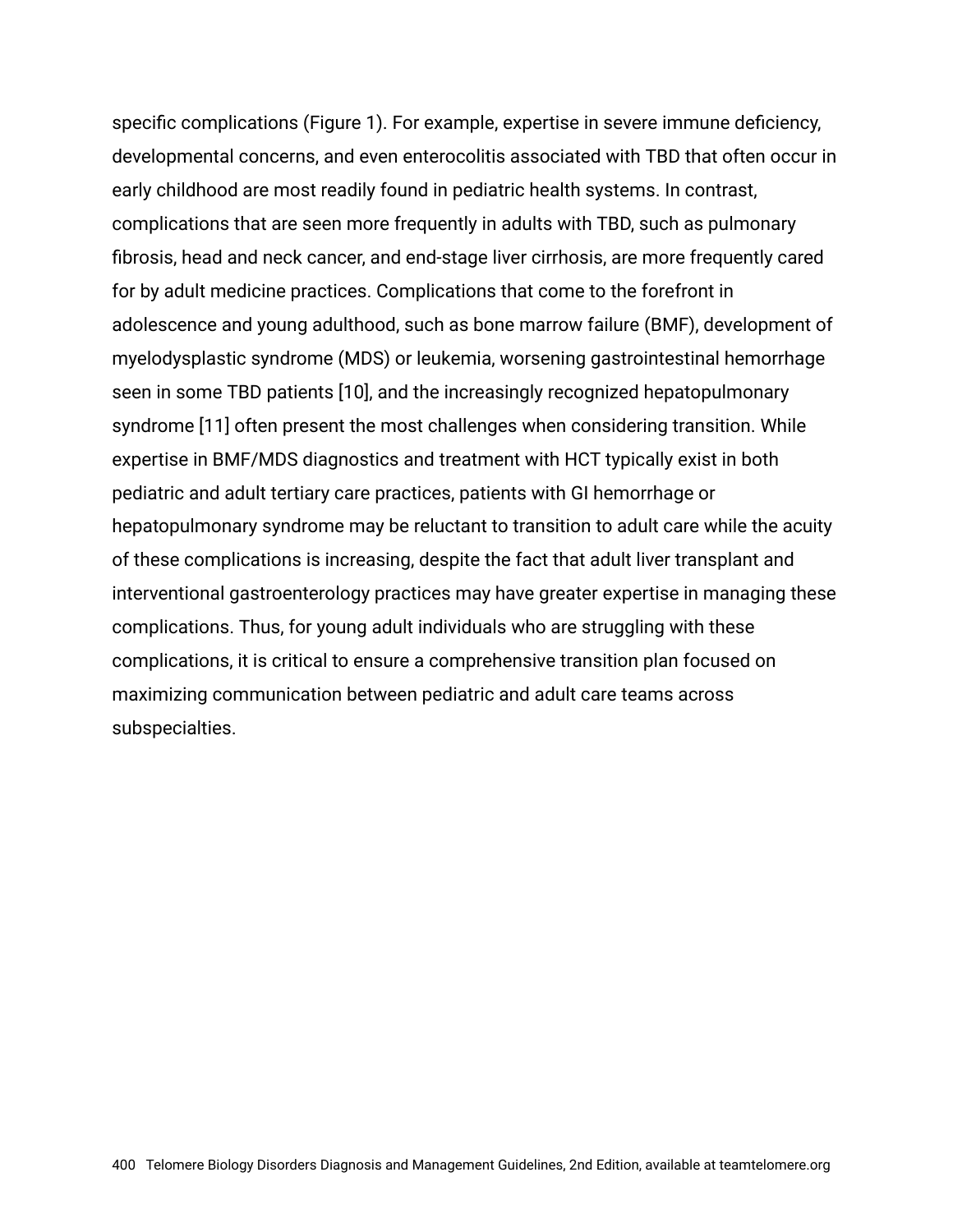specific complications (Figure 1). For example, expertise in severe immune deficiency, developmental concerns, and even enterocolitis associated with TBD that often occur in early childhood are most readily found in pediatric health systems. In contrast, complications that are seen more frequently in adults with TBD, such as pulmonary fibrosis, head and neck cancer, and end-stage liver cirrhosis, are more frequently cared for by adult medicine practices. Complications that come to the forefront in adolescence and young adulthood, such as bone marrow failure (BMF), development of myelodysplastic syndrome (MDS) or leukemia, worsening gastrointestinal hemorrhage seen in some TBD patients [10], and the increasingly recognized hepatopulmonary syndrome [11] often present the most challenges when considering transition. While expertise in BMF/MDS diagnostics and treatment with HCT typically exist in both pediatric and adult tertiary care practices, patients with GI hemorrhage or hepatopulmonary syndrome may be reluctant to transition to adult care while the acuity of these complications is increasing, despite the fact that adult liver transplant and interventional gastroenterology practices may have greater expertise in managing these complications. Thus, for young adult individuals who are struggling with these complications, it is critical to ensure a comprehensive transition plan focused on maximizing communication between pediatric and adult care teams across subspecialties.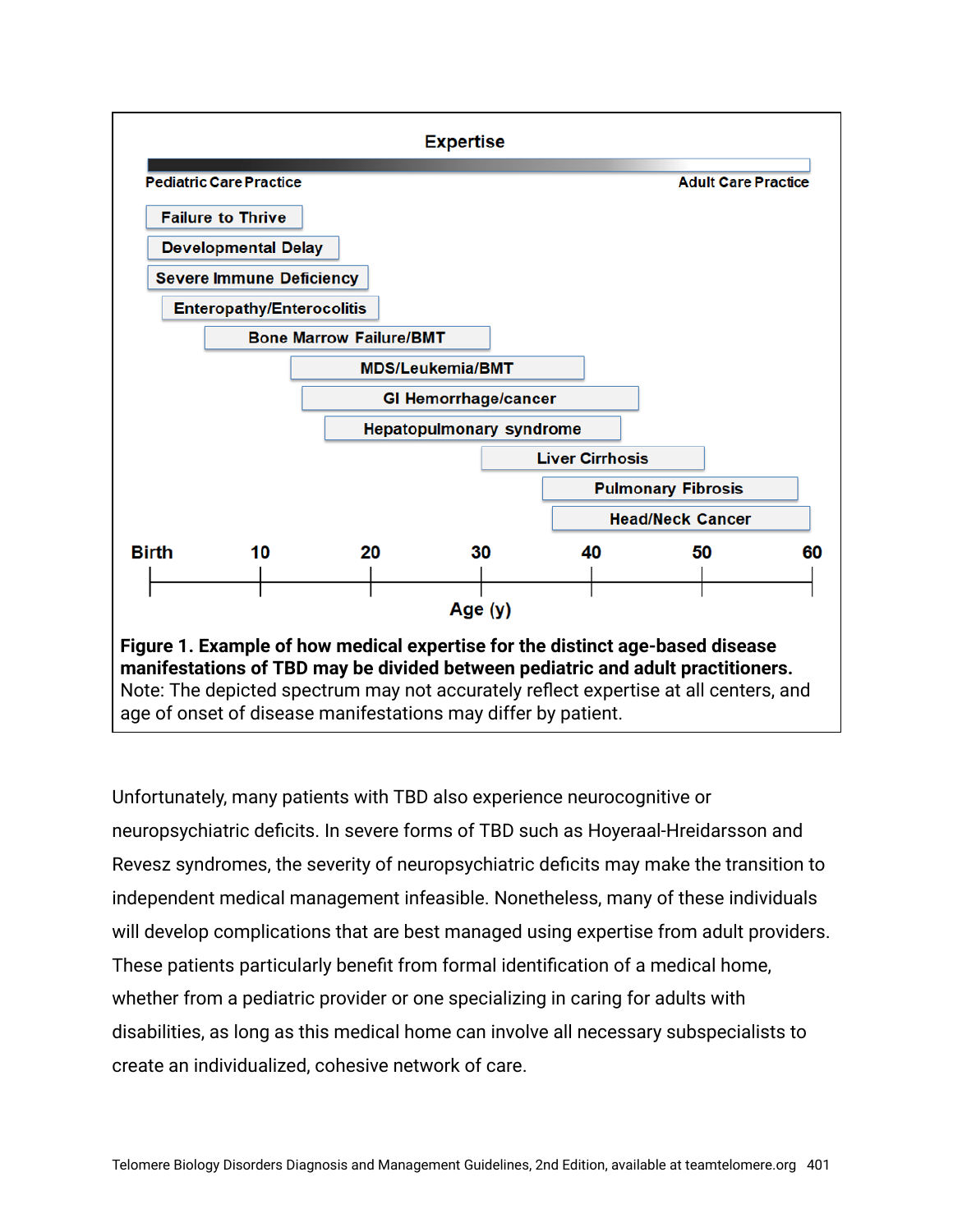**Figure 1. Example of how medical expertise for the distinct age-based disease manifestations of TBD may be divided between pediatric and adult practitioners.** Note: The depicted spectrum may not accurately reflect expertise at all centers, and age of onset of disease manifestations may differ by patient.

Unfortunately, many patients with TBD also experience neurocognitive or neuropsychiatric deficits. In severe forms of TBD such as Hoyeraal-Hreidarsson and Revesz syndromes, the severity of neuropsychiatric deficits may make the transition to independent medical management infeasible. Nonetheless, many of these individuals will develop complications that are best managed using expertise from adult providers. These patients particularly benefit from formal identification of a medical home, whether from a pediatric provider or one specializing in caring for adults with disabilities, as long as this medical home can involve all necessary subspecialists to create an individualized, cohesive network of care.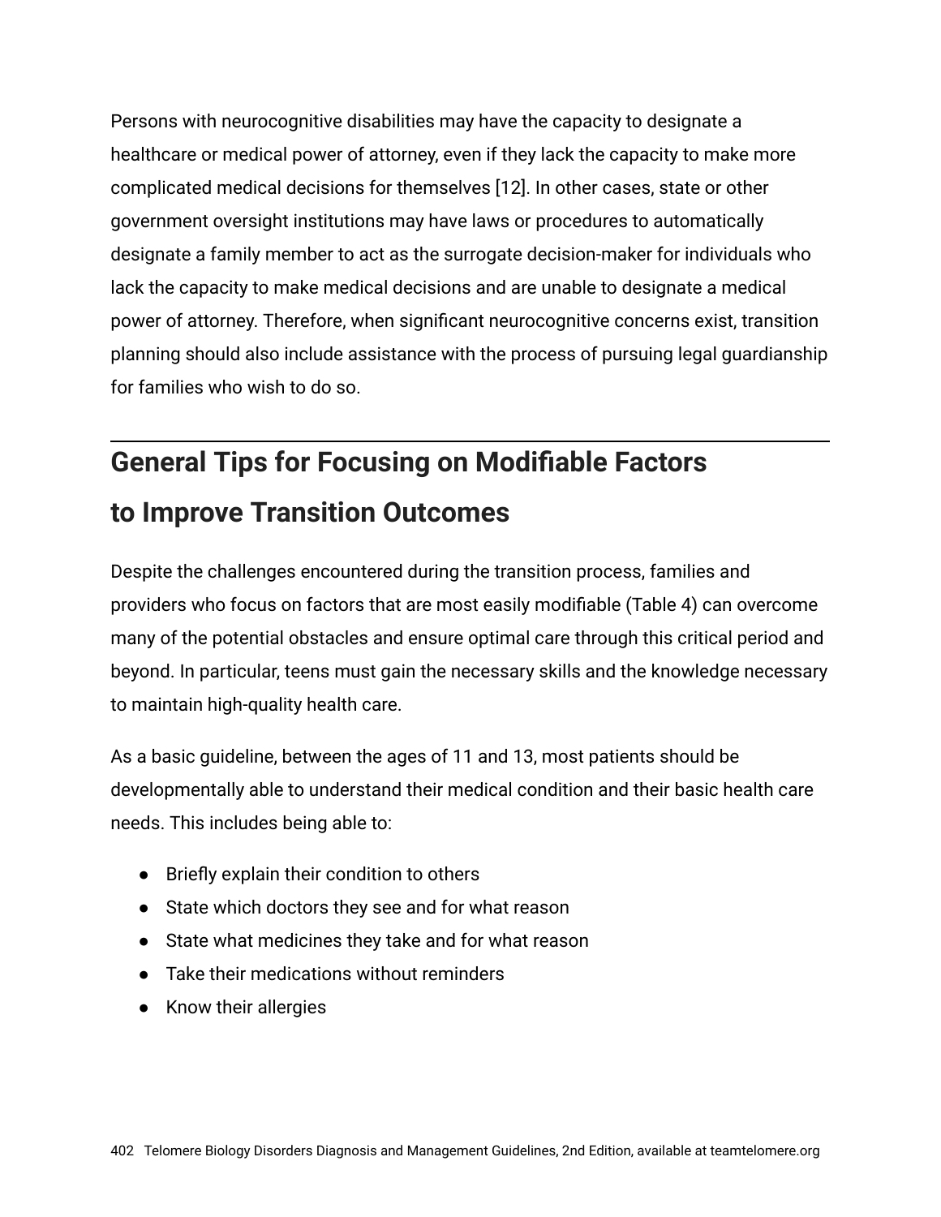Persons with neurocognitive disabilities may have the capacity to designate a healthcare or medical power of attorney, even if they lack the capacity to make more complicated medical decisions for themselves [12]. In other cases, state or other government oversight institutions may have laws or procedures to automatically designate a family member to act as the surrogate decision-maker for individuals who lack the capacity to make medical decisions and are unable to designate a medical power of attorney. Therefore, when significant neurocognitive concerns exist, transition planning should also include assistance with the process of pursuing legal guardianship for families who wish to do so.

## General Tips for Focusing on Modifiable Factors to Improve Transition Outcomes

Despite the challenges encountered during the transition process, families and providers who focus on factors that are most easily modifiable (Table 4) can overcome many of the potential obstacles and ensure optimal care through this critical period and beyond. In particular, teens must gain the necessary skills and the knowledge necessary to maintain high-quality health care.

As a basic guideline, between the ages of 11 and 13, most patients should be developmentally able to understand their medical condition and their basic health care needs. This includes being able to:

- Briefly explain their condition to others
- State which doctors they see and for what reason
- State what medicines they take and for what reason
- Take their medications without reminders
- Know their allergies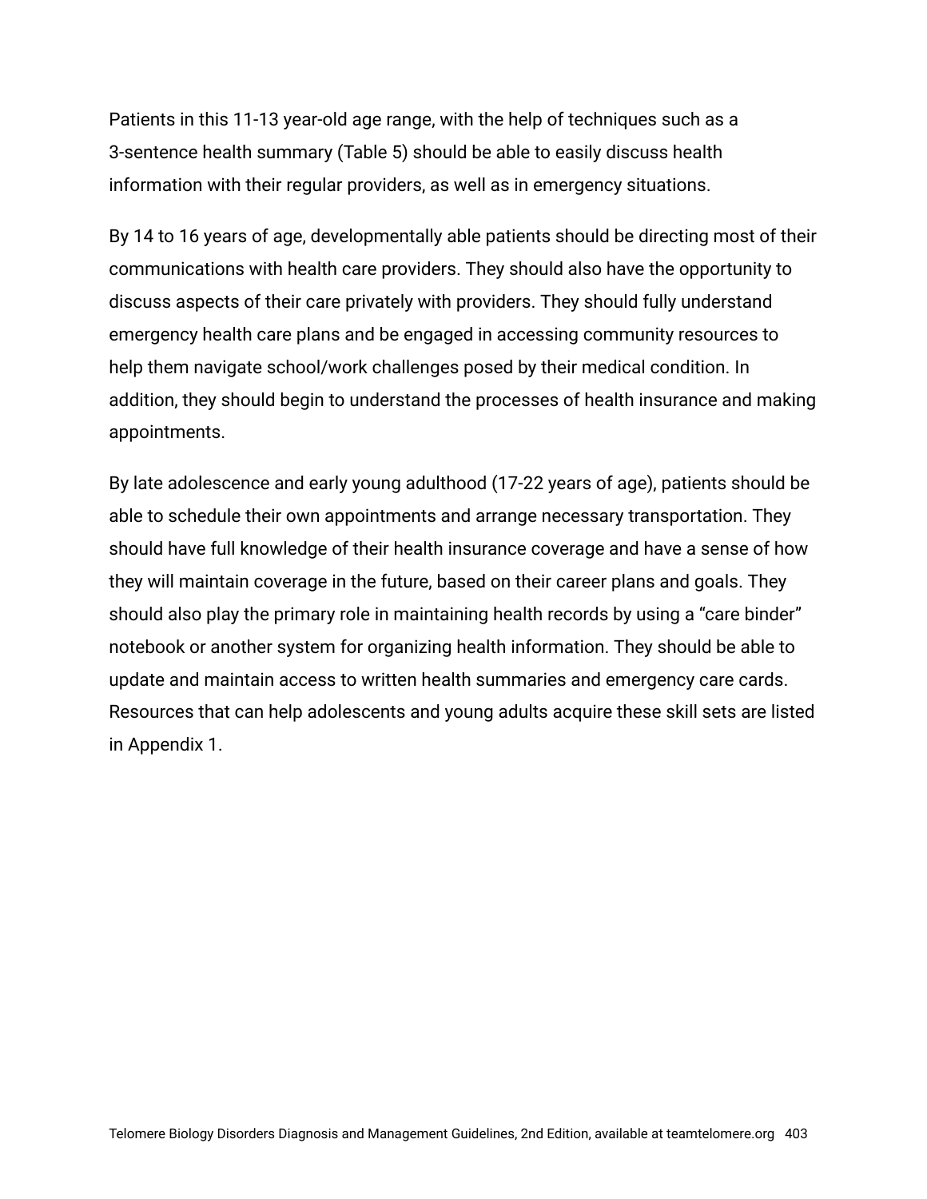Patients in this 11-13 year-old age range, with the help of techniques such as a 3-sentence health summary (Table 5) should be able to easily discuss health information with their regular providers, as well as in emergency situations.

By 14 to 16 years of age, developmentally able patients should be directing most of their communications with health care providers. They should also have the opportunity to discuss aspects of their care privately with providers. They should fully understand emergency health care plans and be engaged in accessing community resources to help them navigate school/work challenges posed by their medical condition. In addition, they should begin to understand the processes of health insurance and making appointments.

By late adolescence and early young adulthood (17-22 years of age), patients should be able to schedule their own appointments and arrange necessary transportation. They should have full knowledge of their health insurance coverage and have a sense of how they will maintain coverage in the future, based on their career plans and goals. They should also play the primary role in maintaining health records by using a "care binder" notebook or another system for organizing health information. They should be able to update and maintain access to written health summaries and emergency care cards. Resources that can help adolescents and young adults acquire these skill sets are listed in Appendix 1.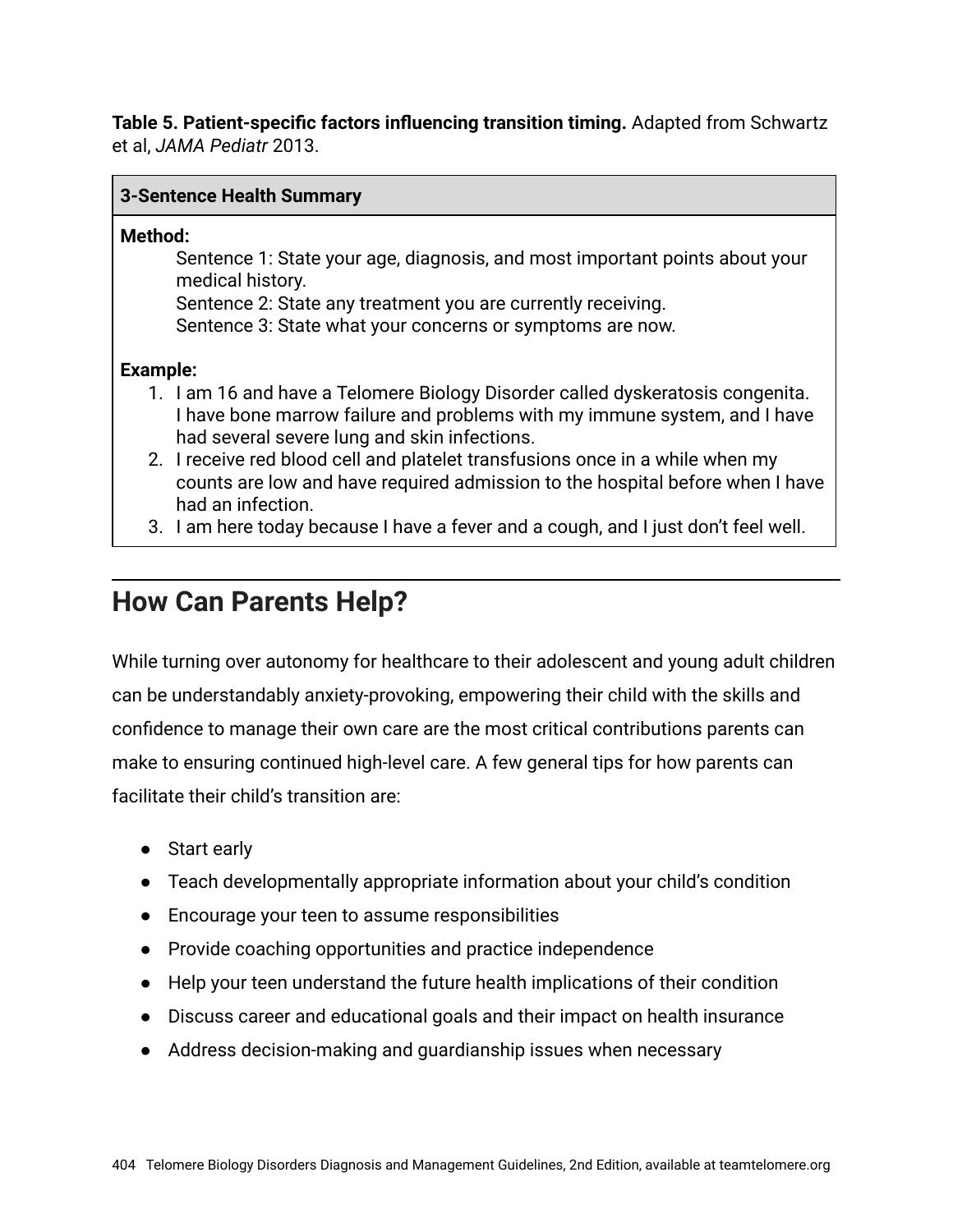**Table 5. Patient-specific factors influencing transition timing.** Adapted from Schwartz et al, *JAMA Pediatr* 2013.

| 3-Sentence Health Summary |
| --- |
| **Method:**<br>Sentence 1: State your age, diagnosis, and most important points about your medical history.<br>Sentence 2: State any treatment you are currently receiving.<br>Sentence 3: State what your concerns or symptoms are now.<br><br>**Example:**<br>1. I am 16 and have a Telomere Biology Disorder called dyskeratosis congenita. I have bone marrow failure and problems with my immune system, and I have had several severe lung and skin infections.<br>2. I receive red blood cell and platelet transfusions once in a while when my counts are low and have required admission to the hospital before when I have had an infection.<br>3. I am here today because I have a fever and a cough, and I just don't feel well. |

## How Can Parents Help?

While turning over autonomy for healthcare to their adolescent and young adult children can be understandably anxiety-provoking, empowering their child with the skills and confidence to manage their own care are the most critical contributions parents can make to ensuring continued high-level care. A few general tips for how parents can facilitate their child's transition are:

- Start early
- Teach developmentally appropriate information about your child's condition
- Encourage your teen to assume responsibilities
- Provide coaching opportunities and practice independence
- Help your teen understand the future health implications of their condition
- Discuss career and educational goals and their impact on health insurance
- Address decision-making and guardianship issues when necessary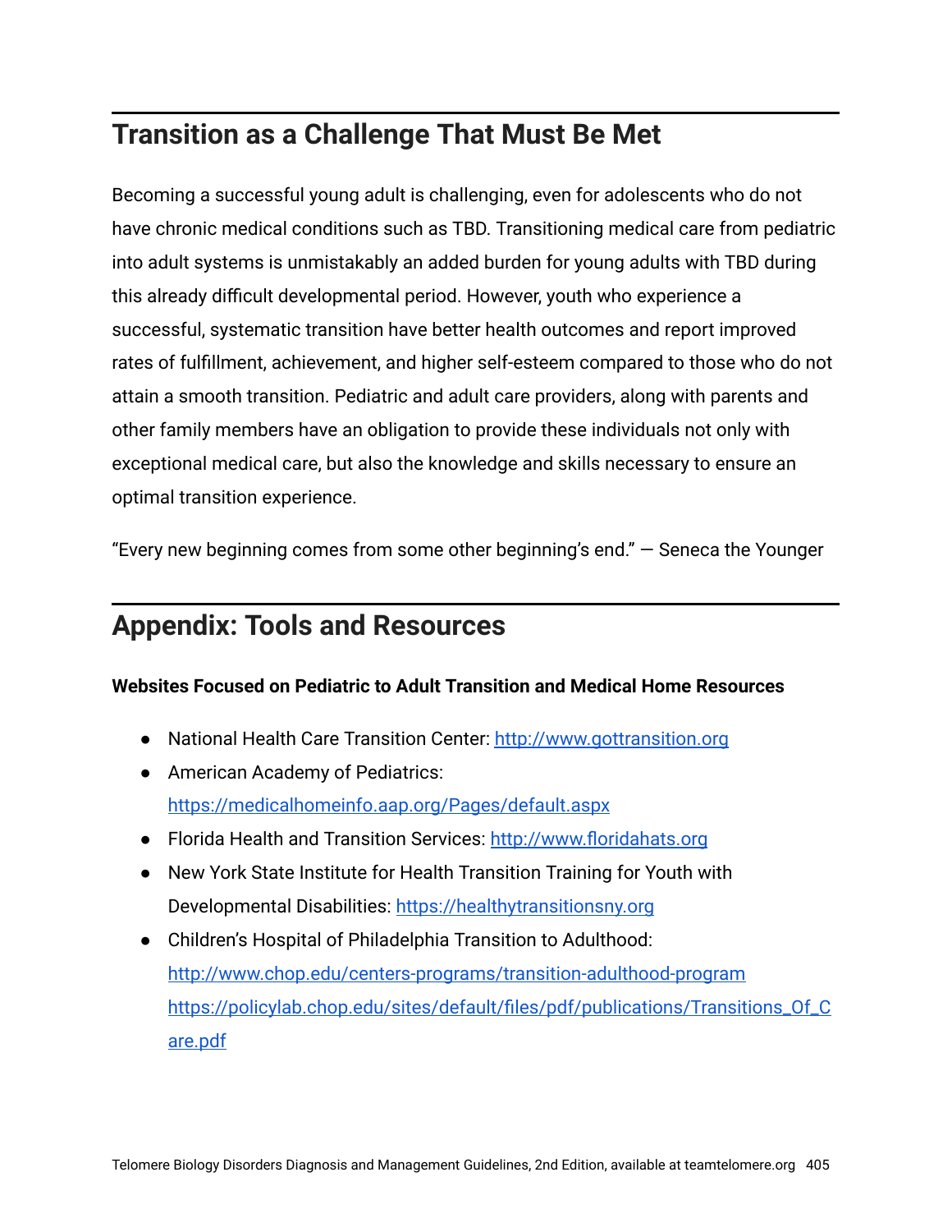## Transition as a Challenge That Must Be Met

Becoming a successful young adult is challenging, even for adolescents who do not have chronic medical conditions such as TBD. Transitioning medical care from pediatric into adult systems is unmistakably an added burden for young adults with TBD during this already difficult developmental period. However, youth who experience a successful, systematic transition have better health outcomes and report improved rates of fulfillment, achievement, and higher self-esteem compared to those who do not attain a smooth transition. Pediatric and adult care providers, along with parents and other family members have an obligation to provide these individuals not only with exceptional medical care, but also the knowledge and skills necessary to ensure an optimal transition experience.

"Every new beginning comes from some other beginning's end." — Seneca the Younger

## Appendix: Tools and Resources

**Websites Focused on Pediatric to Adult Transition and Medical Home Resources**

- National Health Care Transition Center: http://www.gottransition.org
- American Academy of Pediatrics: https://medicalhomeinfo.aap.org/Pages/default.aspx
- Florida Health and Transition Services: http://www.floridahats.org
- New York State Institute for Health Transition Training for Youth with Developmental Disabilities: https://healthytransitionsny.org
- Children's Hospital of Philadelphia Transition to Adulthood: http://www.chop.edu/centers-programs/transition-adulthood-program https://policylab.chop.edu/sites/default/files/pdf/publications/Transitions_Of_Care.pdf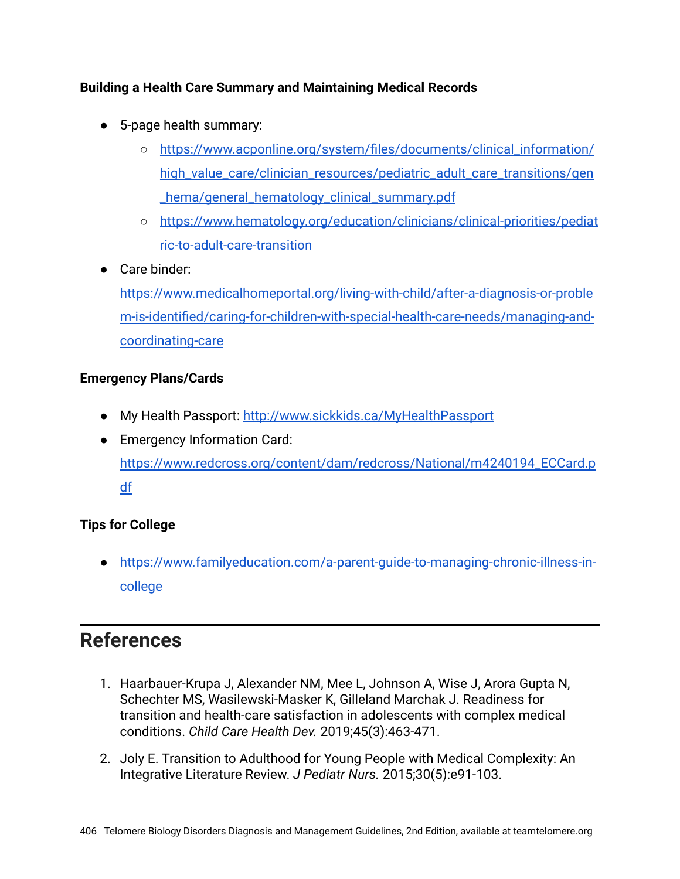**Building a Health Care Summary and Maintaining Medical Records**

- 5-page health summary:
  - https://www.acponline.org/system/files/documents/clinical_information/high_value_care/clinician_resources/pediatric_adult_care_transitions/gen_hema/general_hematology_clinical_summary.pdf
  - https://www.hematology.org/education/clinicians/clinical-priorities/pediatric-to-adult-care-transition
- Care binder: https://www.medicalhomeportal.org/living-with-child/after-a-diagnosis-or-problem-is-identified/caring-for-children-with-special-health-care-needs/managing-and-coordinating-care

**Emergency Plans/Cards**

- My Health Passport: http://www.sickkids.ca/MyHealthPassport
- Emergency Information Card: https://www.redcross.org/content/dam/redcross/National/m4240194_ECCard.pdf

**Tips for College**

- https://www.familyeducation.com/a-parent-guide-to-managing-chronic-illness-in-college

---

## References

1. Haarbauer-Krupa J, Alexander NM, Mee L, Johnson A, Wise J, Arora Gupta N, Schechter MS, Wasilewski-Masker K, Gilleland Marchak J. Readiness for transition and health-care satisfaction in adolescents with complex medical conditions. *Child Care Health Dev.* 2019;45(3):463-471.

2. Joly E. Transition to Adulthood for Young People with Medical Complexity: An Integrative Literature Review. *J Pediatr Nurs.* 2015;30(5):e91-103.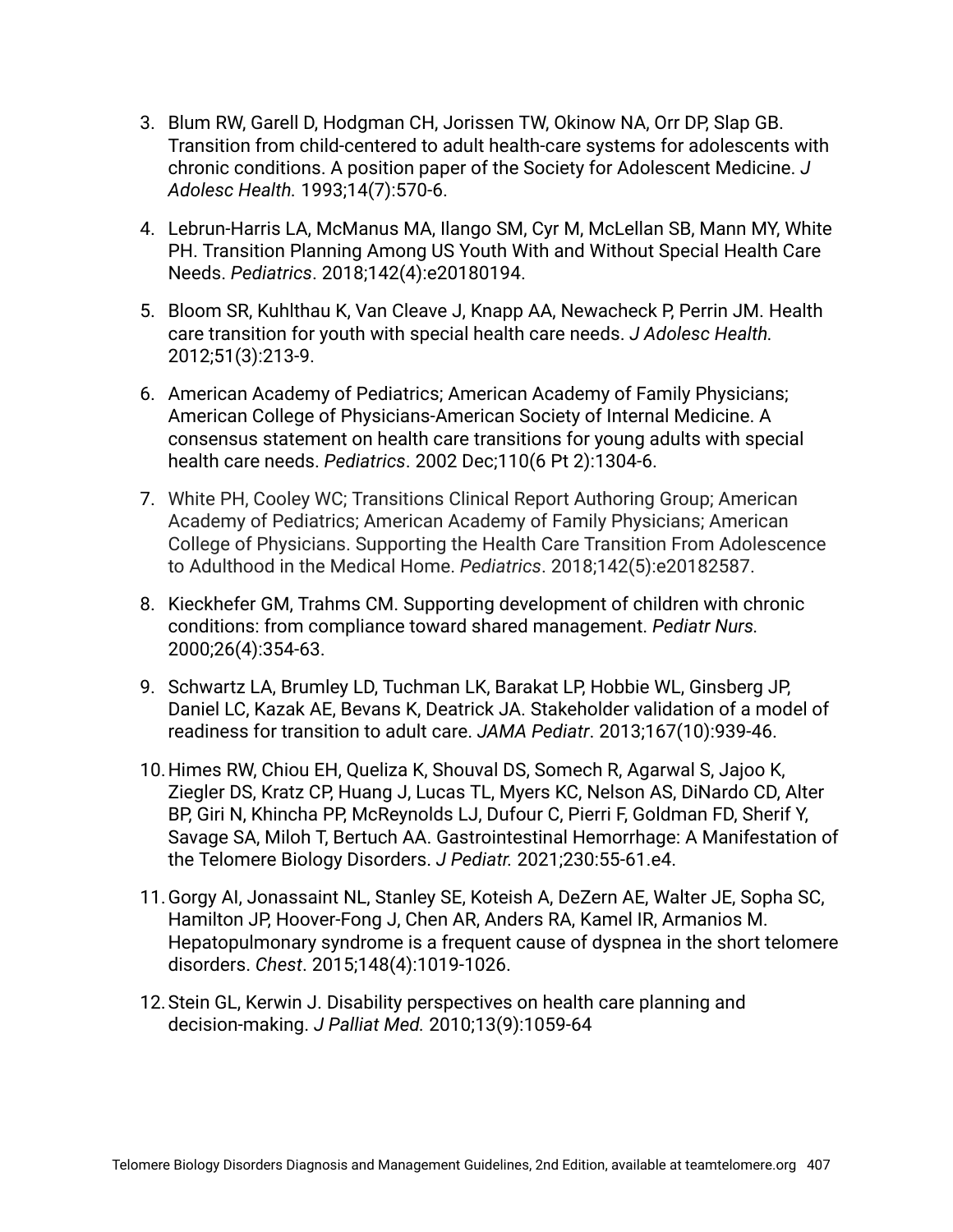3. Blum RW, Garell D, Hodgman CH, Jorissen TW, Okinow NA, Orr DP, Slap GB. Transition from child-centered to adult health-care systems for adolescents with chronic conditions. A position paper of the Society for Adolescent Medicine. *J Adolesc Health.* 1993;14(7):570-6.

4. Lebrun-Harris LA, McManus MA, Ilango SM, Cyr M, McLellan SB, Mann MY, White PH. Transition Planning Among US Youth With and Without Special Health Care Needs. *Pediatrics*. 2018;142(4):e20180194.

5. Bloom SR, Kuhlthau K, Van Cleave J, Knapp AA, Newacheck P, Perrin JM. Health care transition for youth with special health care needs. *J Adolesc Health.* 2012;51(3):213-9.

6. American Academy of Pediatrics; American Academy of Family Physicians; American College of Physicians-American Society of Internal Medicine. A consensus statement on health care transitions for young adults with special health care needs. *Pediatrics*. 2002 Dec;110(6 Pt 2):1304-6.

7. White PH, Cooley WC; Transitions Clinical Report Authoring Group; American Academy of Pediatrics; American Academy of Family Physicians; American College of Physicians. Supporting the Health Care Transition From Adolescence to Adulthood in the Medical Home. *Pediatrics*. 2018;142(5):e20182587.

8. Kieckhefer GM, Trahms CM. Supporting development of children with chronic conditions: from compliance toward shared management. *Pediatr Nurs.* 2000;26(4):354-63.

9. Schwartz LA, Brumley LD, Tuchman LK, Barakat LP, Hobbie WL, Ginsberg JP, Daniel LC, Kazak AE, Bevans K, Deatrick JA. Stakeholder validation of a model of readiness for transition to adult care. *JAMA Pediatr*. 2013;167(10):939-46.

10. Himes RW, Chiou EH, Queliza K, Shouval DS, Somech R, Agarwal S, Jajoo K, Ziegler DS, Kratz CP, Huang J, Lucas TL, Myers KC, Nelson AS, DiNardo CD, Alter BP, Giri N, Khincha PP, McReynolds LJ, Dufour C, Pierri F, Goldman FD, Sherif Y, Savage SA, Miloh T, Bertuch AA. Gastrointestinal Hemorrhage: A Manifestation of the Telomere Biology Disorders. *J Pediatr.* 2021;230:55-61.e4.

11. Gorgy AI, Jonassaint NL, Stanley SE, Koteish A, DeZern AE, Walter JE, Sopha SC, Hamilton JP, Hoover-Fong J, Chen AR, Anders RA, Kamel IR, Armanios M. Hepatopulmonary syndrome is a frequent cause of dyspnea in the short telomere disorders. *Chest*. 2015;148(4):1019-1026.

12. Stein GL, Kerwin J. Disability perspectives on health care planning and decision-making. *J Palliat Med.* 2010;13(9):1059-64